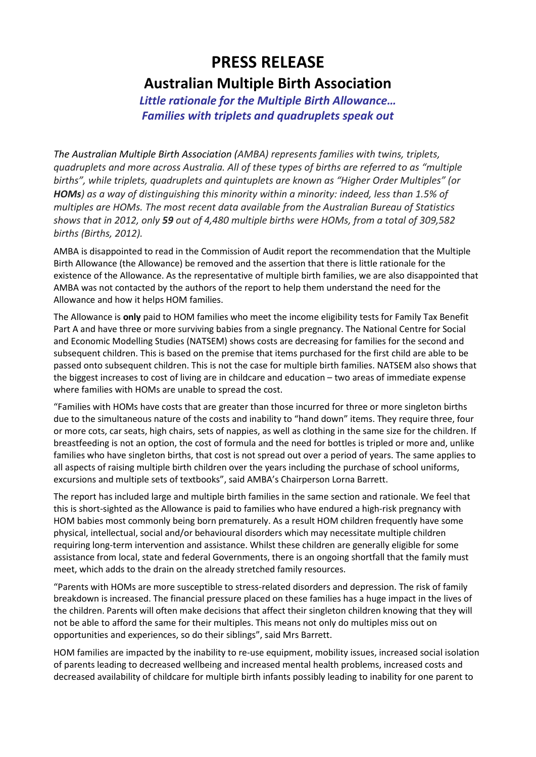# PRESS RELEASE

## Australian Multiple Birth Association

### *Little rationale for the Multiple Birth Allowance… Families with triplets and quadruplets speak out*

*The Australian Multiple Birth Association (AMBA) represents families with twins, triplets, quadruplets and more across Australia. All of these types of births are referred to as "multiple births", while triplets, quadruplets and quintuplets are known as "Higher Order Multiples" (or* ***HOMs****) as a way of distinguishing this minority within a minority: indeed, less than 1.5% of multiples are HOMs. The most recent data available from the Australian Bureau of Statistics shows that in 2012, only* ***59*** *out of 4,480 multiple births were HOMs, from a total of 309,582 births (Births, 2012).*

AMBA is disappointed to read in the Commission of Audit report the recommendation that the Multiple Birth Allowance (the Allowance) be removed and the assertion that there is little rationale for the existence of the Allowance. As the representative of multiple birth families, we are also disappointed that AMBA was not contacted by the authors of the report to help them understand the need for the Allowance and how it helps HOM families.

The Allowance is **only** paid to HOM families who meet the income eligibility tests for Family Tax Benefit Part A and have three or more surviving babies from a single pregnancy. The National Centre for Social and Economic Modelling Studies (NATSEM) shows costs are decreasing for families for the second and subsequent children. This is based on the premise that items purchased for the first child are able to be passed onto subsequent children. This is not the case for multiple birth families. NATSEM also shows that the biggest increases to cost of living are in childcare and education – two areas of immediate expense where families with HOMs are unable to spread the cost.

"Families with HOMs have costs that are greater than those incurred for three or more singleton births due to the simultaneous nature of the costs and inability to "hand down" items. They require three, four or more cots, car seats, high chairs, sets of nappies, as well as clothing in the same size for the children. If breastfeeding is not an option, the cost of formula and the need for bottles is tripled or more and, unlike families who have singleton births, that cost is not spread out over a period of years. The same applies to all aspects of raising multiple birth children over the years including the purchase of school uniforms, excursions and multiple sets of textbooks", said AMBA's Chairperson Lorna Barrett.

The report has included large and multiple birth families in the same section and rationale. We feel that this is short-sighted as the Allowance is paid to families who have endured a high-risk pregnancy with HOM babies most commonly being born prematurely. As a result HOM children frequently have some physical, intellectual, social and/or behavioural disorders which may necessitate multiple children requiring long-term intervention and assistance. Whilst these children are generally eligible for some assistance from local, state and federal Governments, there is an ongoing shortfall that the family must meet, which adds to the drain on the already stretched family resources.

"Parents with HOMs are more susceptible to stress-related disorders and depression. The risk of family breakdown is increased. The financial pressure placed on these families has a huge impact in the lives of the children. Parents will often make decisions that affect their singleton children knowing that they will not be able to afford the same for their multiples. This means not only do multiples miss out on opportunities and experiences, so do their siblings", said Mrs Barrett.

HOM families are impacted by the inability to re-use equipment, mobility issues, increased social isolation of parents leading to decreased wellbeing and increased mental health problems, increased costs and decreased availability of childcare for multiple birth infants possibly leading to inability for one parent to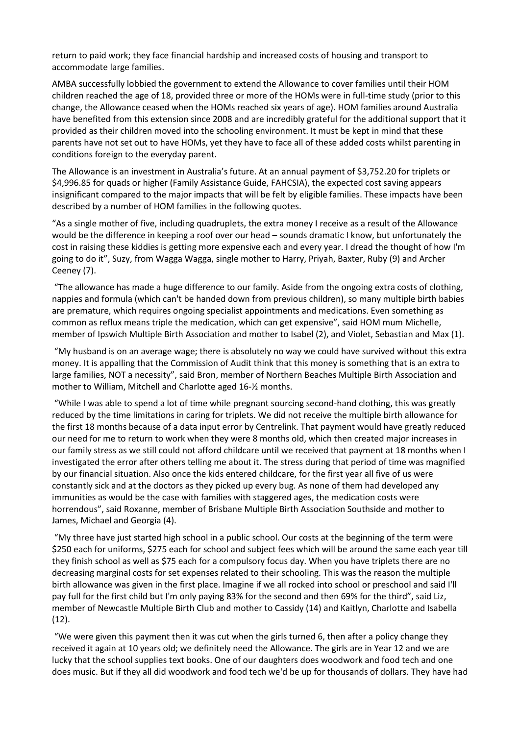return to paid work; they face financial hardship and increased costs of housing and transport to accommodate large families.

AMBA successfully lobbied the government to extend the Allowance to cover families until their HOM children reached the age of 18, provided three or more of the HOMs were in full-time study (prior to this change, the Allowance ceased when the HOMs reached six years of age). HOM families around Australia have benefited from this extension since 2008 and are incredibly grateful for the additional support that it provided as their children moved into the schooling environment. It must be kept in mind that these parents have not set out to have HOMs, yet they have to face all of these added costs whilst parenting in conditions foreign to the everyday parent.

The Allowance is an investment in Australia's future. At an annual payment of $3,752.20 for triplets or $4,996.85 for quads or higher (Family Assistance Guide, FAHCSIA), the expected cost saving appears insignificant compared to the major impacts that will be felt by eligible families. These impacts have been described by a number of HOM families in the following quotes.

"As a single mother of five, including quadruplets, the extra money I receive as a result of the Allowance would be the difference in keeping a roof over our head – sounds dramatic I know, but unfortunately the cost in raising these kiddies is getting more expensive each and every year. I dread the thought of how I'm going to do it", Suzy, from Wagga Wagga, single mother to Harry, Priyah, Baxter, Ruby (9) and Archer Ceeney (7).

"The allowance has made a huge difference to our family. Aside from the ongoing extra costs of clothing, nappies and formula (which can't be handed down from previous children), so many multiple birth babies are premature, which requires ongoing specialist appointments and medications. Even something as common as reflux means triple the medication, which can get expensive", said HOM mum Michelle, member of Ipswich Multiple Birth Association and mother to Isabel (2), and Violet, Sebastian and Max (1).

"My husband is on an average wage; there is absolutely no way we could have survived without this extra money. It is appalling that the Commission of Audit think that this money is something that is an extra to large families, NOT a necessity", said Bron, member of Northern Beaches Multiple Birth Association and mother to William, Mitchell and Charlotte aged 16-½ months.

"While I was able to spend a lot of time while pregnant sourcing second-hand clothing, this was greatly reduced by the time limitations in caring for triplets. We did not receive the multiple birth allowance for the first 18 months because of a data input error by Centrelink. That payment would have greatly reduced our need for me to return to work when they were 8 months old, which then created major increases in our family stress as we still could not afford childcare until we received that payment at 18 months when I investigated the error after others telling me about it. The stress during that period of time was magnified by our financial situation. Also once the kids entered childcare, for the first year all five of us were constantly sick and at the doctors as they picked up every bug. As none of them had developed any immunities as would be the case with families with staggered ages, the medication costs were horrendous", said Roxanne, member of Brisbane Multiple Birth Association Southside and mother to James, Michael and Georgia (4).

"My three have just started high school in a public school. Our costs at the beginning of the term were $250 each for uniforms, $275 each for school and subject fees which will be around the same each year till they finish school as well as $75 each for a compulsory focus day. When you have triplets there are no decreasing marginal costs for set expenses related to their schooling. This was the reason the multiple birth allowance was given in the first place. Imagine if we all rocked into school or preschool and said I'll pay full for the first child but I'm only paying 83% for the second and then 69% for the third", said Liz, member of Newcastle Multiple Birth Club and mother to Cassidy (14) and Kaitlyn, Charlotte and Isabella (12).

"We were given this payment then it was cut when the girls turned 6, then after a policy change they received it again at 10 years old; we definitely need the Allowance. The girls are in Year 12 and we are lucky that the school supplies text books. One of our daughters does woodwork and food tech and one does music. But if they all did woodwork and food tech we'd be up for thousands of dollars. They have had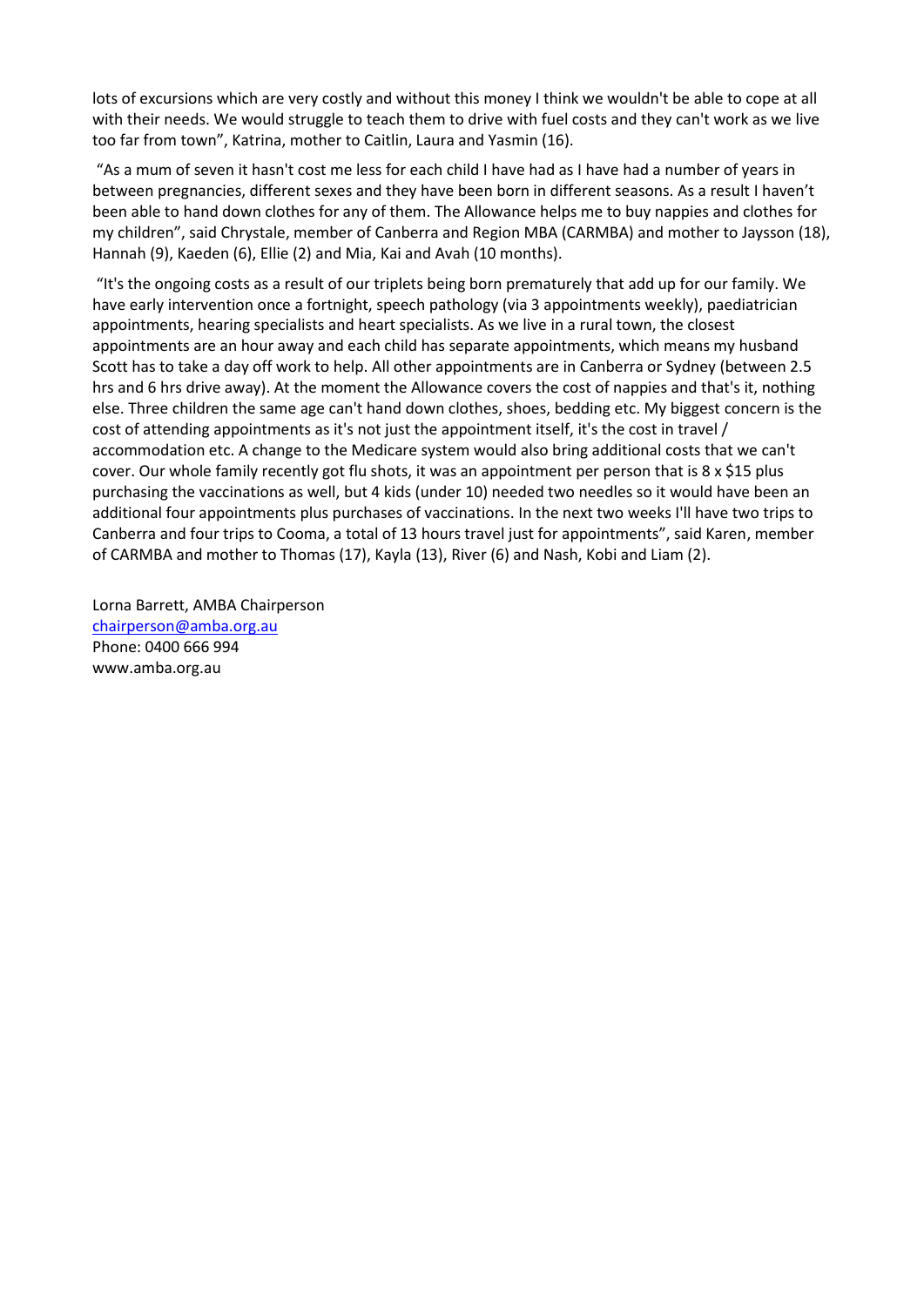lots of excursions which are very costly and without this money I think we wouldn't be able to cope at all with their needs. We would struggle to teach them to drive with fuel costs and they can't work as we live too far from town", Katrina, mother to Caitlin, Laura and Yasmin (16).

"As a mum of seven it hasn't cost me less for each child I have had as I have had a number of years in between pregnancies, different sexes and they have been born in different seasons. As a result I haven't been able to hand down clothes for any of them. The Allowance helps me to buy nappies and clothes for my children", said Chrystale, member of Canberra and Region MBA (CARMBA) and mother to Jaysson (18), Hannah (9), Kaeden (6), Ellie (2) and Mia, Kai and Avah (10 months).

"It's the ongoing costs as a result of our triplets being born prematurely that add up for our family. We have early intervention once a fortnight, speech pathology (via 3 appointments weekly), paediatrician appointments, hearing specialists and heart specialists. As we live in a rural town, the closest appointments are an hour away and each child has separate appointments, which means my husband Scott has to take a day off work to help. All other appointments are in Canberra or Sydney (between 2.5 hrs and 6 hrs drive away). At the moment the Allowance covers the cost of nappies and that's it, nothing else. Three children the same age can't hand down clothes, shoes, bedding etc. My biggest concern is the cost of attending appointments as it's not just the appointment itself, it's the cost in travel / accommodation etc. A change to the Medicare system would also bring additional costs that we can't cover. Our whole family recently got flu shots, it was an appointment per person that is 8 x $15 plus purchasing the vaccinations as well, but 4 kids (under 10) needed two needles so it would have been an additional four appointments plus purchases of vaccinations. In the next two weeks I'll have two trips to Canberra and four trips to Cooma, a total of 13 hours travel just for appointments", said Karen, member of CARMBA and mother to Thomas (17), Kayla (13), River (6) and Nash, Kobi and Liam (2).

Lorna Barrett, AMBA Chairperson
chairperson@amba.org.au
Phone: 0400 666 994
www.amba.org.au